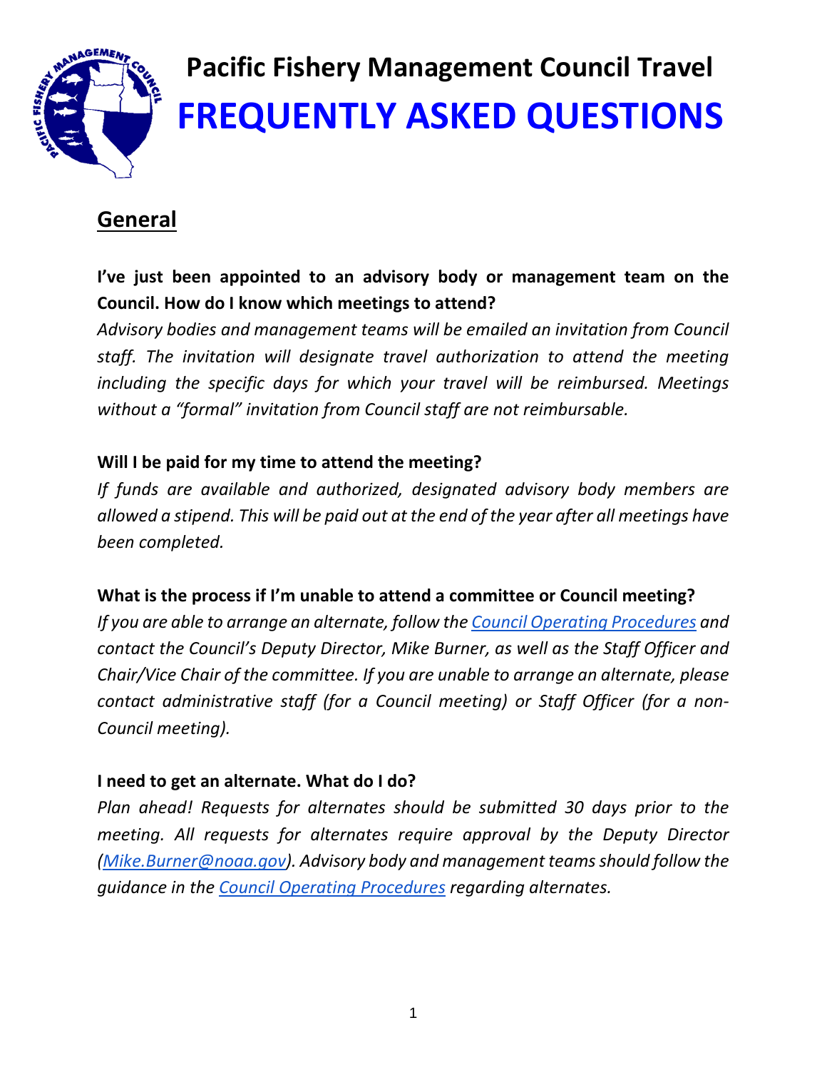# Pacific Fishery Management Council Travel

# FREQUENTLY ASKED QUESTIONS

## General

**I've just been appointed to an advisory body or management team on the Council. How do I know which meetings to attend?**

*Advisory bodies and management teams will be emailed an invitation from Council staff. The invitation will designate travel authorization to attend the meeting including the specific days for which your travel will be reimbursed. Meetings without a "formal" invitation from Council staff are not reimbursable.*

**Will I be paid for my time to attend the meeting?**

*If funds are available and authorized, designated advisory body members are allowed a stipend. This will be paid out at the end of the year after all meetings have been completed.*

**What is the process if I'm unable to attend a committee or Council meeting?**

*If you are able to arrange an alternate, follow the Council Operating Procedures and contact the Council's Deputy Director, Mike Burner, as well as the Staff Officer and Chair/Vice Chair of the committee. If you are unable to arrange an alternate, please contact administrative staff (for a Council meeting) or Staff Officer (for a non-Council meeting).*

**I need to get an alternate. What do I do?**

*Plan ahead! Requests for alternates should be submitted 30 days prior to the meeting. All requests for alternates require approval by the Deputy Director (Mike.Burner@noaa.gov). Advisory body and management teams should follow the guidance in the Council Operating Procedures regarding alternates.*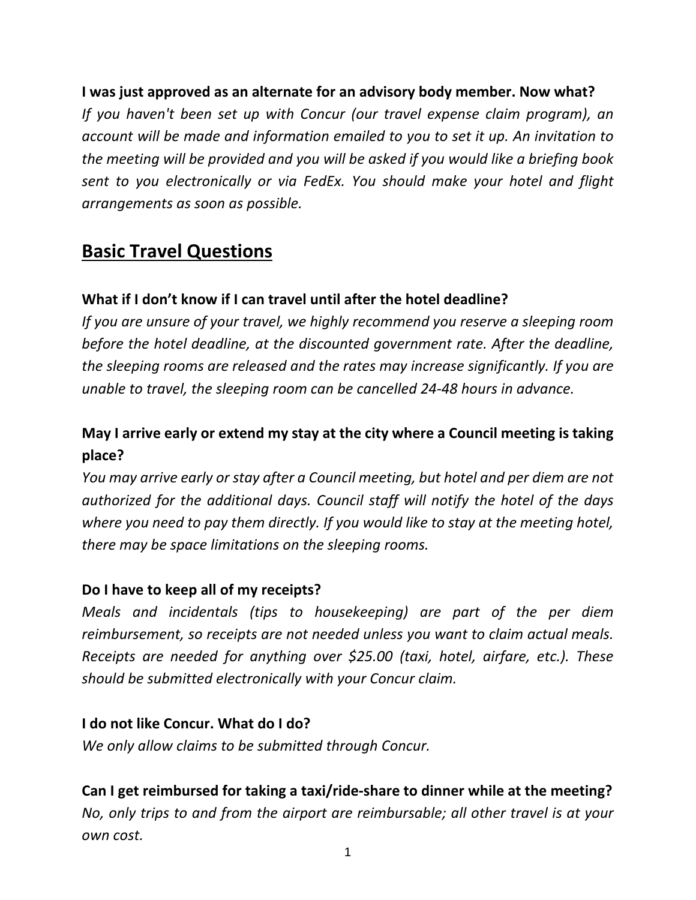**I was just approved as an alternate for an advisory body member. Now what?**

*If you haven't been set up with Concur (our travel expense claim program), an account will be made and information emailed to you to set it up. An invitation to the meeting will be provided and you will be asked if you would like a briefing book sent to you electronically or via FedEx. You should make your hotel and flight arrangements as soon as possible.*

## Basic Travel Questions

**What if I don't know if I can travel until after the hotel deadline?**

*If you are unsure of your travel, we highly recommend you reserve a sleeping room before the hotel deadline, at the discounted government rate. After the deadline, the sleeping rooms are released and the rates may increase significantly. If you are unable to travel, the sleeping room can be cancelled 24-48 hours in advance.*

**May I arrive early or extend my stay at the city where a Council meeting is taking place?**

*You may arrive early or stay after a Council meeting, but hotel and per diem are not authorized for the additional days. Council staff will notify the hotel of the days where you need to pay them directly. If you would like to stay at the meeting hotel, there may be space limitations on the sleeping rooms.*

**Do I have to keep all of my receipts?**

*Meals and incidentals (tips to housekeeping) are part of the per diem reimbursement, so receipts are not needed unless you want to claim actual meals. Receipts are needed for anything over $25.00 (taxi, hotel, airfare, etc.). These should be submitted electronically with your Concur claim.*

**I do not like Concur. What do I do?**

*We only allow claims to be submitted through Concur.*

**Can I get reimbursed for taking a taxi/ride-share to dinner while at the meeting?**

*No, only trips to and from the airport are reimbursable; all other travel is at your own cost.*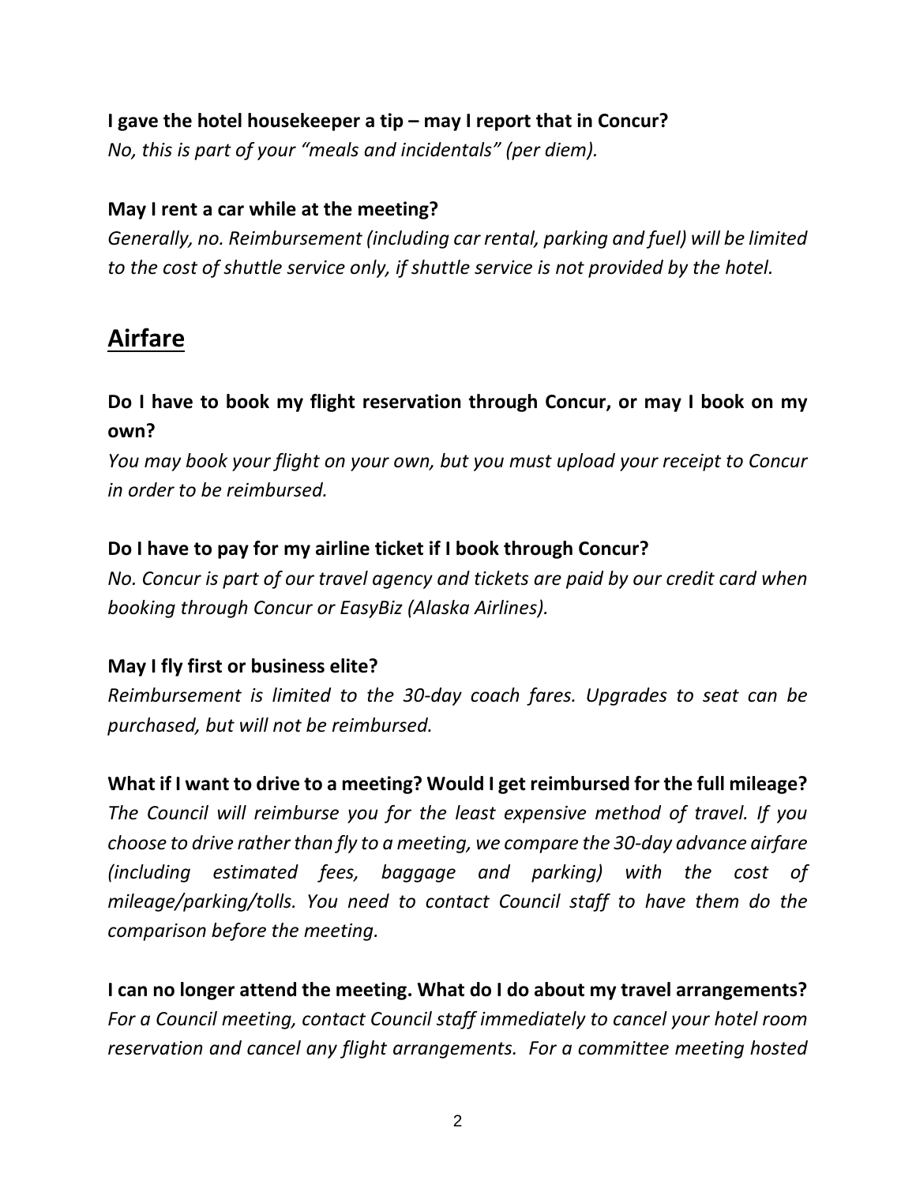**I gave the hotel housekeeper a tip – may I report that in Concur?**

*No, this is part of your "meals and incidentals" (per diem).*

**May I rent a car while at the meeting?**

*Generally, no. Reimbursement (including car rental, parking and fuel) will be limited to the cost of shuttle service only, if shuttle service is not provided by the hotel.*

## Airfare

**Do I have to book my flight reservation through Concur, or may I book on my own?**

*You may book your flight on your own, but you must upload your receipt to Concur in order to be reimbursed.*

**Do I have to pay for my airline ticket if I book through Concur?**

*No. Concur is part of our travel agency and tickets are paid by our credit card when booking through Concur or EasyBiz (Alaska Airlines).*

**May I fly first or business elite?**

*Reimbursement is limited to the 30-day coach fares. Upgrades to seat can be purchased, but will not be reimbursed.*

**What if I want to drive to a meeting? Would I get reimbursed for the full mileage?**

*The Council will reimburse you for the least expensive method of travel. If you choose to drive rather than fly to a meeting, we compare the 30-day advance airfare (including estimated fees, baggage and parking) with the cost of mileage/parking/tolls. You need to contact Council staff to have them do the comparison before the meeting.*

**I can no longer attend the meeting. What do I do about my travel arrangements?**

*For a Council meeting, contact Council staff immediately to cancel your hotel room reservation and cancel any flight arrangements. For a committee meeting hosted*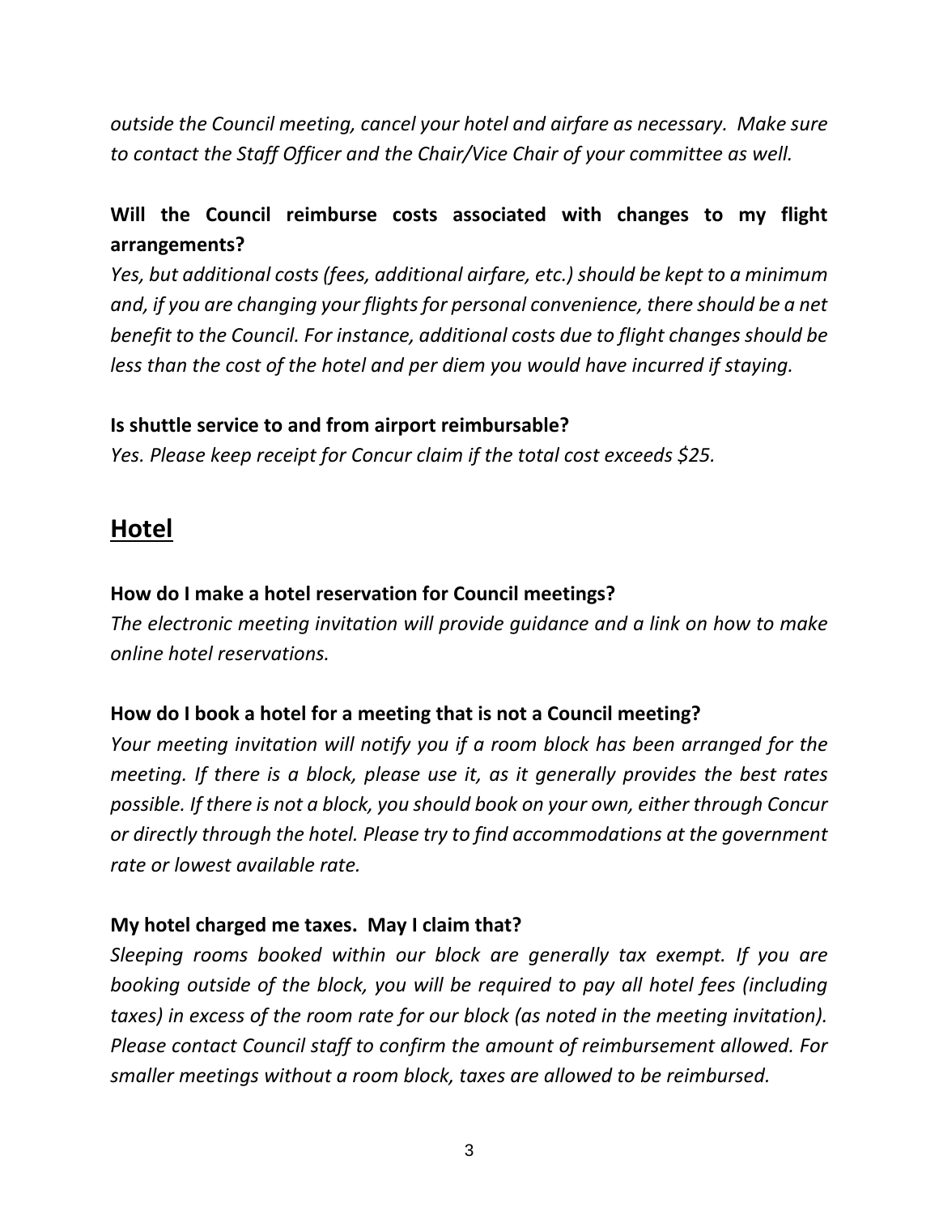*outside the Council meeting, cancel your hotel and airfare as necessary. Make sure to contact the Staff Officer and the Chair/Vice Chair of your committee as well.*

**Will the Council reimburse costs associated with changes to my flight arrangements?**

*Yes, but additional costs (fees, additional airfare, etc.) should be kept to a minimum and, if you are changing your flights for personal convenience, there should be a net benefit to the Council. For instance, additional costs due to flight changes should be less than the cost of the hotel and per diem you would have incurred if staying.*

**Is shuttle service to and from airport reimbursable?**

*Yes. Please keep receipt for Concur claim if the total cost exceeds $25.*

## Hotel

**How do I make a hotel reservation for Council meetings?**

*The electronic meeting invitation will provide guidance and a link on how to make online hotel reservations.*

**How do I book a hotel for a meeting that is not a Council meeting?**

*Your meeting invitation will notify you if a room block has been arranged for the meeting. If there is a block, please use it, as it generally provides the best rates possible. If there is not a block, you should book on your own, either through Concur or directly through the hotel. Please try to find accommodations at the government rate or lowest available rate.*

**My hotel charged me taxes. May I claim that?**

*Sleeping rooms booked within our block are generally tax exempt. If you are booking outside of the block, you will be required to pay all hotel fees (including taxes) in excess of the room rate for our block (as noted in the meeting invitation). Please contact Council staff to confirm the amount of reimbursement allowed. For smaller meetings without a room block, taxes are allowed to be reimbursed.*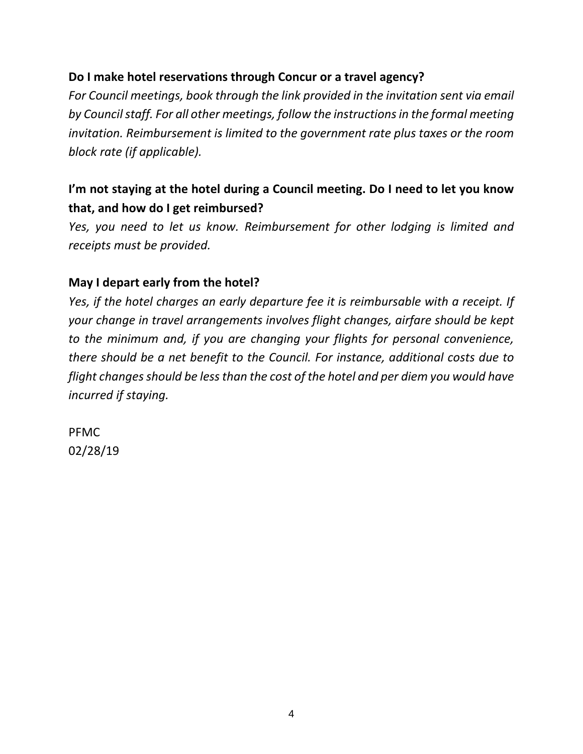**Do I make hotel reservations through Concur or a travel agency?**

*For Council meetings, book through the link provided in the invitation sent via email by Council staff. For all other meetings, follow the instructions in the formal meeting invitation. Reimbursement is limited to the government rate plus taxes or the room block rate (if applicable).*

**I'm not staying at the hotel during a Council meeting. Do I need to let you know that, and how do I get reimbursed?**

*Yes, you need to let us know. Reimbursement for other lodging is limited and receipts must be provided.*

**May I depart early from the hotel?**

*Yes, if the hotel charges an early departure fee it is reimbursable with a receipt. If your change in travel arrangements involves flight changes, airfare should be kept to the minimum and, if you are changing your flights for personal convenience, there should be a net benefit to the Council. For instance, additional costs due to flight changes should be less than the cost of the hotel and per diem you would have incurred if staying.*

PFMC
02/28/19